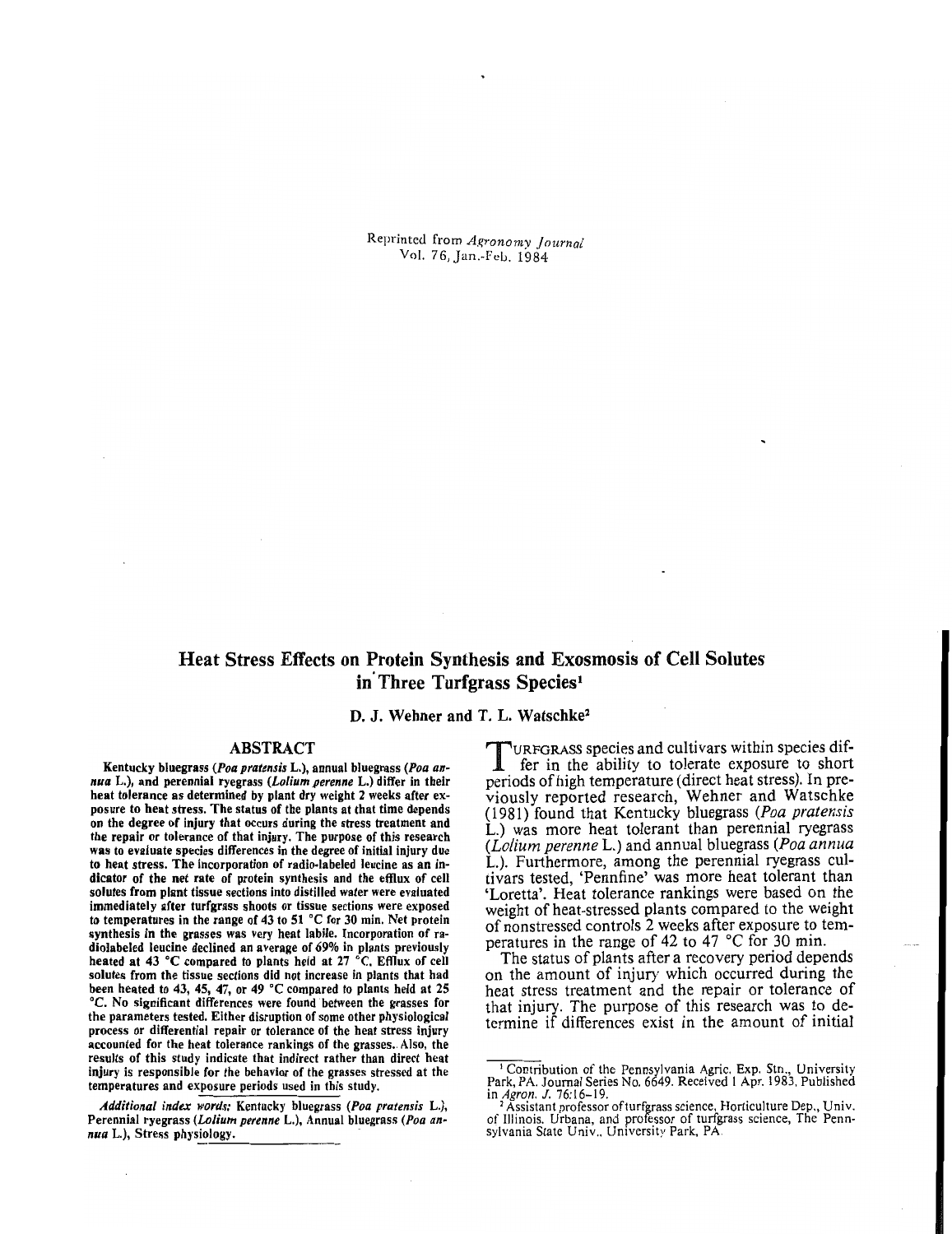Reprinted from *Agronomy Journal*
Vol. 76, Jan.-Feb. 1984

# Heat Stress Effects on Protein Synthesis and Exosmosis of Cell Solutes in Three Turfgrass Species[1]

**D. J. Wehner and T. L. Watschke[2]**

## ABSTRACT

**Kentucky bluegrass (*Poa pratensis* L.), annual bluegrass (*Poa annua* L.), and perennial ryegrass (*Lolium perenne* L.) differ in their heat tolerance as determined by plant dry weight 2 weeks after exposure to heat stress. The status of the plants at that time depends on the degree of injury that occurs during the stress treatment and the repair or tolerance of that injury. The purpose of this research was to evaluate species differences in the degree of initial injury due to heat stress. The incorporation of radio-labeled leucine as an indicator of the net rate of protein synthesis and the efflux of cell solutes from plant tissue sections into distilled water were evaluated immediately after turfgrass shoots or tissue sections were exposed to temperatures in the range of 43 to 51 °C for 30 min. Net protein synthesis in the grasses was very heat labile. Incorporation of radiolabeled leucine declined an average of 69% in plants previously heated at 43 °C compared to plants held at 27 °C. Efflux of cell solutes from the tissue sections did not increase in plants that had been heated to 43, 45, 47, or 49 °C compared to plants held at 25 °C. No significant differences were found between the grasses for the parameters tested. Either disruption of some other physiological process or differential repair or tolerance of the heat stress injury accounted for the heat tolerance rankings of the grasses. Also, the results of this study indicate that indirect rather than direct heat injury is responsible for the behavior of the grasses stressed at the temperatures and exposure periods used in this study.**

***Additional index words:*** Kentucky bluegrass (*Poa pratensis* L.), Perennial ryegrass (*Lolium perenne* L.), Annual bluegrass (*Poa annua* L.), Stress physiology.

TURFGRASS species and cultivars within species differ in the ability to tolerate exposure to short periods of high temperature (direct heat stress). In previously reported research, Wehner and Watschke (1981) found that Kentucky bluegrass (*Poa pratensis* L.) was more heat tolerant than perennial ryegrass (*Lolium perenne* L.) and annual bluegrass (*Poa annua* L.). Furthermore, among the perennial ryegrass cultivars tested, 'Pennfine' was more heat tolerant than 'Loretta'. Heat tolerance rankings were based on the weight of heat-stressed plants compared to the weight of nonstressed controls 2 weeks after exposure to temperatures in the range of 42 to 47 °C for 30 min.

The status of plants after a recovery period depends on the amount of injury which occurred during the heat stress treatment and the repair or tolerance of that injury. The purpose of this research was to determine if differences exist in the amount of initial

---

[1] Contribution of the Pennsylvania Agric. Exp. Stn., University Park, PA. Journal Series No. 6649. Received 1 Apr. 1983. Published in *Agron. J.* 76:16–19.

[2] Assistant professor of turfgrass science, Horticulture Dep., Univ. of Illinois, Urbana, and professor of turfgrass science, The Pennsylvania State Univ., University Park, PA.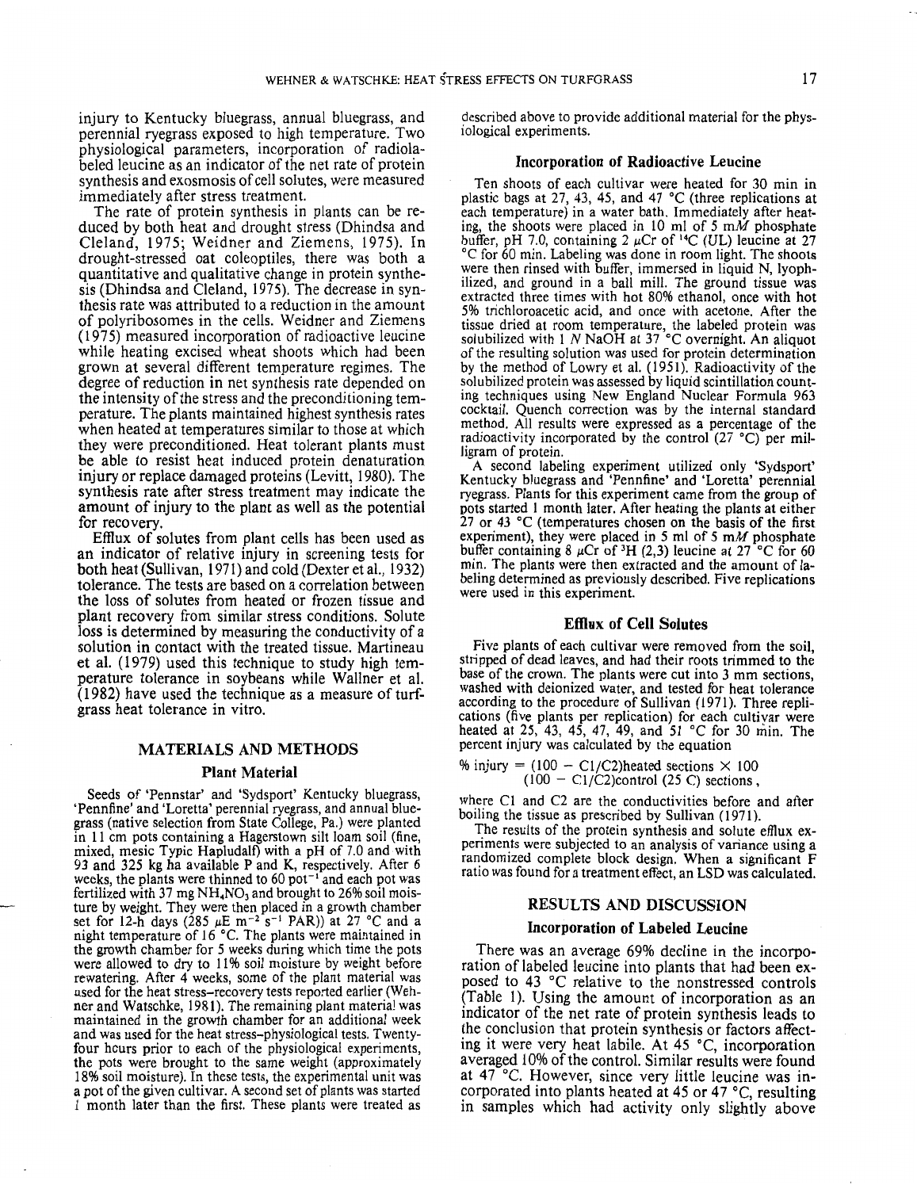injury to Kentucky bluegrass, annual bluegrass, and perennial ryegrass exposed to high temperature. Two physiological parameters, incorporation of radiolabeled leucine as an indicator of the net rate of protein synthesis and exosmosis of cell solutes, were measured immediately after stress treatment.

The rate of protein synthesis in plants can be reduced by both heat and drought stress (Dhindsa and Cleland, 1975; Weidner and Ziemens, 1975). In drought-stressed oat coleoptiles, there was both a quantitative and qualitative change in protein synthesis (Dhindsa and Cleland, 1975). The decrease in synthesis rate was attributed to a reduction in the amount of polyribosomes in the cells. Weidner and Ziemens (1975) measured incorporation of radioactive leucine while heating excised wheat shoots which had been grown at several different temperature regimes. The degree of reduction in net synthesis rate depended on the intensity of the stress and the preconditioning temperature. The plants maintained highest synthesis rates when heated at temperatures similar to those at which they were preconditioned. Heat tolerant plants must be able to resist heat induced protein denaturation injury or replace damaged proteins (Levitt, 1980). The synthesis rate after stress treatment may indicate the amount of injury to the plant as well as the potential for recovery.

Efflux of solutes from plant cells has been used as an indicator of relative injury in screening tests for both heat (Sullivan, 1971) and cold (Dexter et al., 1932) tolerance. The tests are based on a correlation between the loss of solutes from heated or frozen tissue and plant recovery from similar stress conditions. Solute loss is determined by measuring the conductivity of a solution in contact with the treated tissue. Martineau et al. (1979) used this technique to study high temperature tolerance in soybeans while Wallner et al. (1982) have used the technique as a measure of turfgrass heat tolerance in vitro.

## MATERIALS AND METHODS

### Plant Material

Seeds of 'Pennstar' and 'Sydsport' Kentucky bluegrass, 'Pennfine' and 'Loretta' perennial ryegrass, and annual bluegrass (native selection from State College, Pa.) were planted in 11 cm pots containing a Hagerstown silt loam soil (fine, mixed, mesic Typic Hapludalf) with a pH of 7.0 and with 93 and 325 kg ha available P and K, respectively. After 6 weeks, the plants were thinned to 60 pot$^{-1}$ and each pot was fertilized with 37 mg $NH_4NO_3$ and brought to 26% soil moisture by weight. They were then placed in a growth chamber set for 12-h days (285 $\mu$E m$^{-2}$ s$^{-1}$ PAR)) at 27 °C and a night temperature of 16 °C. The plants were maintained in the growth chamber for 5 weeks during which time the pots were allowed to dry to 11% soil moisture by weight before rewatering. After 4 weeks, some of the plant material was used for the heat stress-recovery tests reported earlier (Wehner and Watschke, 1981). The remaining plant material was maintained in the growth chamber for an additional week and was used for the heat stress-physiological tests. Twenty-four hours prior to each of the physiological experiments, the pots were brought to the same weight (approximately 18% soil moisture). In these tests, the experimental unit was a pot of the given cultivar. A second set of plants was started 1 month later than the first. These plants were treated as described above to provide additional material for the physiological experiments.

### Incorporation of Radioactive Leucine

Ten shoots of each cultivar were heated for 30 min in plastic bags at 27, 43, 45, and 47 °C (three replications at each temperature) in a water bath. Immediately after heating, the shoots were placed in 10 ml of 5 m$M$ phosphate buffer, pH 7.0, containing 2 $\mu$Cr of $^{14}$C (UL) leucine at 27 °C for 60 min. Labeling was done in room light. The shoots were then rinsed with buffer, immersed in liquid N, lyophilized, and ground in a ball mill. The ground tissue was extracted three times with hot 80% ethanol, once with hot 5% trichloroacetic acid, and once with acetone. After the tissue dried at room temperature, the labeled protein was solubilized with 1 $N$ NaOH at 37 °C overnight. An aliquot of the resulting solution was used for protein determination by the method of Lowry et al. (1951). Radioactivity of the solubilized protein was assessed by liquid scintillation counting techniques using New England Nuclear Formula 963 cocktail. Quench correction was by the internal standard method. All results were expressed as a percentage of the radioactivity incorporated by the control (27 °C) per milligram of protein.

A second labeling experiment utilized only 'Sydsport' Kentucky bluegrass and 'Pennfine' and 'Loretta' perennial ryegrass. Plants for this experiment came from the group of pots started 1 month later. After heating the plants at either 27 or 43 °C (temperatures chosen on the basis of the first experiment), they were placed in 5 ml of 5 m$M$ phosphate buffer containing 8 $\mu$Cr of $^3$H (2,3) leucine at 27 °C for 60 min. The plants were then extracted and the amount of labeling determined as previously described. Five replications were used in this experiment.

### Efflux of Cell Solutes

Five plants of each cultivar were removed from the soil, stripped of dead leaves, and had their roots trimmed to the base of the crown. The plants were cut into 3 mm sections, washed with deionized water, and tested for heat tolerance according to the procedure of Sullivan (1971). Three replications (five plants per replication) for each cultivar were heated at 25, 43, 45, 47, 49, and 51 °C for 30 min. The percent injury was calculated by the equation

$$\% \text{ injury} = \frac{(100 - C1/C2)\text{heated sections} \times 100}{(100 - C1/C2)\text{control (25 C) sections}},$$

where C1 and C2 are the conductivities before and after boiling the tissue as prescribed by Sullivan (1971).

The results of the protein synthesis and solute efflux experiments were subjected to an analysis of variance using a randomized complete block design. When a significant F ratio was found for a treatment effect, an LSD was calculated.

## RESULTS AND DISCUSSION

### Incorporation of Labeled Leucine

There was an average 69% decline in the incorporation of labeled leucine into plants that had been exposed to 43 °C relative to the nonstressed controls (Table 1). Using the amount of incorporation as an indicator of the net rate of protein synthesis leads to the conclusion that protein synthesis or factors affecting it were very heat labile. At 45 °C, incorporation averaged 10% of the control. Similar results were found at 47 °C. However, since very little leucine was incorporated into plants heated at 45 or 47 °C, resulting in samples which had activity only slightly above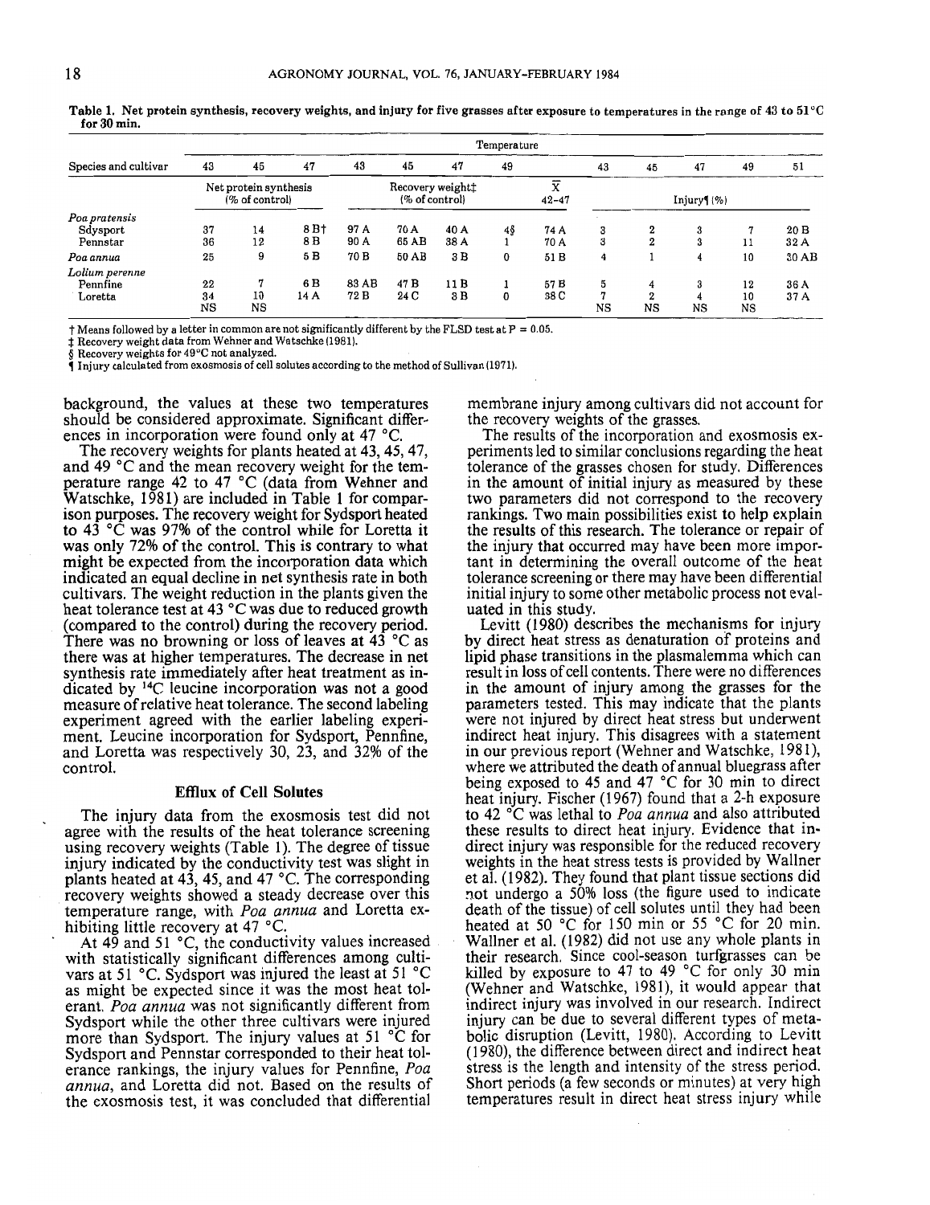Table 1. Net protein synthesis, recovery weights, and injury for five grasses after exposure to temperatures in the range of 43 to 51°C for 30 min.

| Species and cultivar | 43 | 45 | 47 | 43 | 45 | 47 | 49 | $\bar{X}$ 42–47 | 43 | 45 | 47 | 49 | 51 |
|---|---|---|---|---|---|---|---|---|---|---|---|---|---|
| | Net protein synthesis (% of control) | | | Recovery weight‡ (% of control) | | | | | Injury¶ (%) | | | | |
| *Poa pratensis* | | | | | | | | | | | | | |
| Sdysport | 37 | 14 | 8 B† | 97 A | 70 A | 40 A | 4§ | 74 A | 3 | 2 | 3 | 7 | 20 B |
| Pennstar | 36 | 12 | 8 B | 90 A | 65 AB | 38 A | 1 | 70 A | 3 | 2 | 3 | 11 | 32 A |
| *Poa annua* | 25 | 9 | 5 B | 70 B | 50 AB | 3 B | 0 | 51 B | 4 | 1 | 4 | 10 | 30 AB |
| *Lolium perenne* | | | | | | | | | | | | | |
| Pennfine | 22 | 7 | 6 B | 83 AB | 47 B | 11 B | 1 | 57 B | 5 | 4 | 3 | 12 | 36 A |
| Loretta | 34 | 10 | 14 A | 72 B | 24 C | 3 B | 0 | 38 C | 7 | 2 | 4 | 10 | 37 A |
| | NS | NS | | | | | | | NS | NS | NS | NS | |

† Means followed by a letter in common are not significantly different by the FLSD test at P = 0.05.
‡ Recovery weight data from Wehner and Watschke (1981).
§ Recovery weights for 49°C not analyzed.
¶ Injury calculated from exosmosis of cell solutes according to the method of Sullivan (1971).

background, the values at these two temperatures should be considered approximate. Significant differences in incorporation were found only at 47 °C.

The recovery weights for plants heated at 43, 45, 47, and 49 °C and the mean recovery weight for the temperature range 42 to 47 °C (data from Wehner and Watschke, 1981) are included in Table 1 for comparison purposes. The recovery weight for Sydsport heated to 43 °C was 97% of the control while for Loretta it was only 72% of the control. This is contrary to what might be expected from the incorporation data which indicated an equal decline in net synthesis rate in both cultivars. The weight reduction in the plants given the heat tolerance test at 43 °C was due to reduced growth (compared to the control) during the recovery period. There was no browning or loss of leaves at 43 °C as there was at higher temperatures. The decrease in net synthesis rate immediately after heat treatment as indicated by $^{14}C$ leucine incorporation was not a good measure of relative heat tolerance. The second labeling experiment agreed with the earlier labeling experiment. Leucine incorporation for Sydsport, Pennfine, and Loretta was respectively 30, 23, and 32% of the control.

## Efflux of Cell Solutes

The injury data from the exosmosis test did not agree with the results of the heat tolerance screening using recovery weights (Table 1). The degree of tissue injury indicated by the conductivity test was slight in plants heated at 43, 45, and 47 °C. The corresponding recovery weights showed a steady decrease over this temperature range, with *Poa annua* and Loretta exhibiting little recovery at 47 °C.

At 49 and 51 °C, the conductivity values increased with statistically significant differences among cultivars at 51 °C. Sydsport was injured the least at 51 °C as might be expected since it was the most heat tolerant. *Poa annua* was not significantly different from Sydsport while the other three cultivars were injured more than Sydsport. The injury values at 51 °C for Sydsport and Pennstar corresponded to their heat tolerance rankings, the injury values for Pennfine, *Poa annua*, and Loretta did not. Based on the results of the exosmosis test, it was concluded that differential membrane injury among cultivars did not account for the recovery weights of the grasses.

The results of the incorporation and exosmosis experiments led to similar conclusions regarding the heat tolerance of the grasses chosen for study. Differences in the amount of initial injury as measured by these two parameters did not correspond to the recovery rankings. Two main possibilities exist to help explain the results of this research. The tolerance or repair of the injury that occurred may have been more important in determining the overall outcome of the heat tolerance screening or there may have been differential initial injury to some other metabolic process not evaluated in this study.

Levitt (1980) describes the mechanisms for injury by direct heat stress as denaturation of proteins and lipid phase transitions in the plasmalemma which can result in loss of cell contents. There were no differences in the amount of injury among the grasses for the parameters tested. This may indicate that the plants were not injured by direct heat stress but underwent indirect heat injury. This disagrees with a statement in our previous report (Wehner and Watschke, 1981), where we attributed the death of annual bluegrass after being exposed to 45 and 47 °C for 30 min to direct heat injury. Fischer (1967) found that a 2-h exposure to 42 °C was lethal to *Poa annua* and also attributed these results to direct heat injury. Evidence that indirect injury was responsible for the reduced recovery weights in the heat stress tests is provided by Wallner et al. (1982). They found that plant tissue sections did not undergo a 50% loss (the figure used to indicate death of the tissue) of cell solutes until they had been heated at 50 °C for 150 min or 55 °C for 20 min. Wallner et al. (1982) did not use any whole plants in their research. Since cool-season turfgrasses can be killed by exposure to 47 to 49 °C for only 30 min (Wehner and Watschke, 1981), it would appear that indirect injury was involved in our research. Indirect injury can be due to several different types of metabolic disruption (Levitt, 1980). According to Levitt (1980), the difference between direct and indirect heat stress is the length and intensity of the stress period. Short periods (a few seconds or minutes) at very high temperatures result in direct heat stress injury while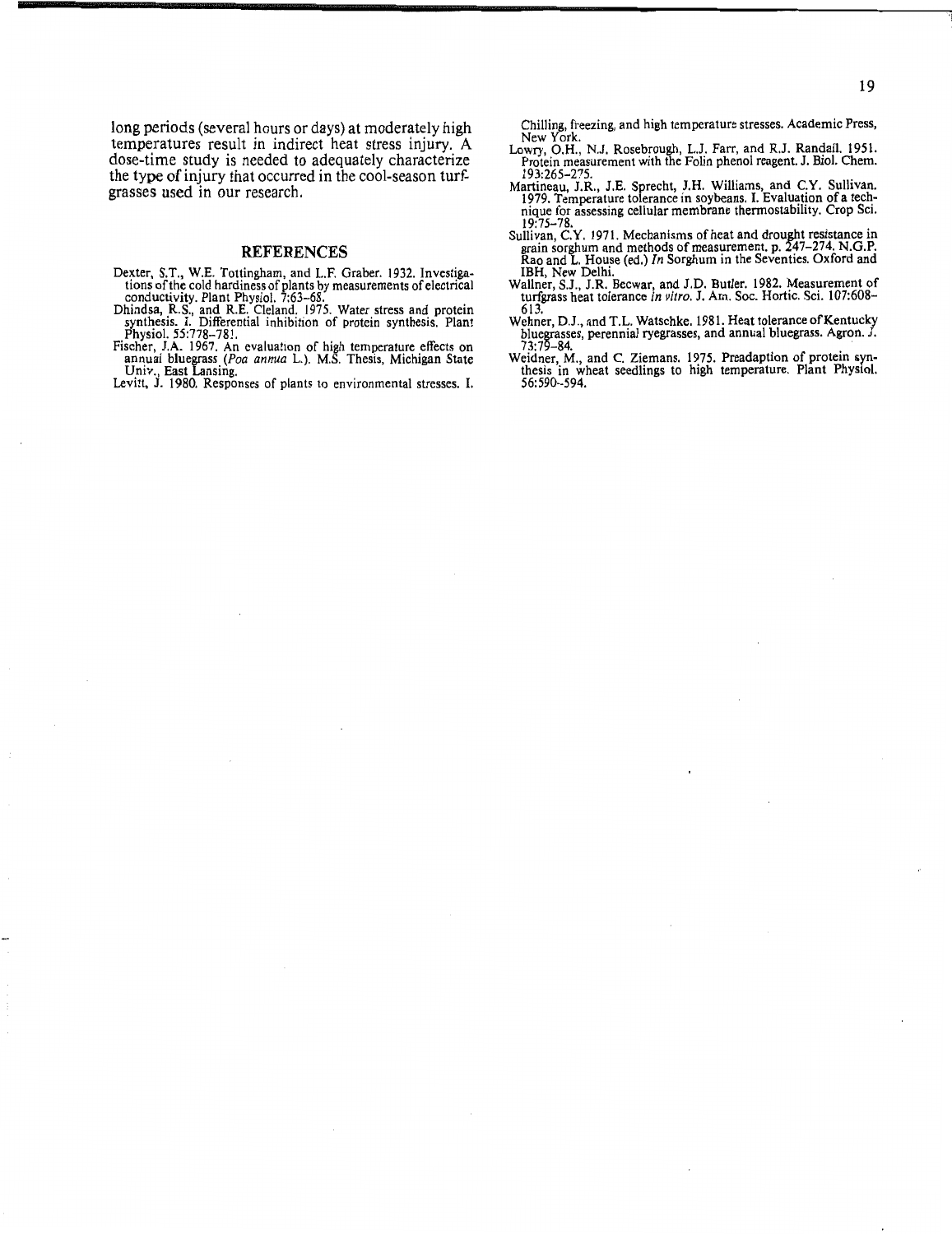long periods (several hours or days) at moderately high temperatures result in indirect heat stress injury. A dose-time study is needed to adequately characterize the type of injury that occurred in the cool-season turfgrasses used in our research.

## REFERENCES

Dexter, S.T., W.E. Tottingham, and L.F. Graber. 1932. Investigations of the cold hardiness of plants by measurements of electrical conductivity. Plant Physiol. 7:63–68.

Dhindsa, R.S., and R.E. Cleland. 1975. Water stress and protein synthesis. I. Differential inhibition of protein synthesis. Plant Physiol. 55:778–781.

Fischer, J.A. 1967. An evaluation of high temperature effects on annual bluegrass (*Poa annua* L.). M.S. Thesis, Michigan State Univ., East Lansing.

Levitt, J. 1980. Responses of plants to environmental stresses. I. Chilling, freezing, and high temperature stresses. Academic Press, New York.

Lowry, O.H., N.J. Rosebrough, L.J. Farr, and R.J. Randall. 1951. Protein measurement with the Folin phenol reagent. J. Biol. Chem. 193:265–275.

Martineau, J.R., J.E. Sprecht, J.H. Williams, and C.Y. Sullivan. 1979. Temperature tolerance in soybeans. I. Evaluation of a technique for assessing cellular membrane thermostability. Crop Sci. 19:75–78.

Sullivan, C.Y. 1971. Mechanisms of heat and drought resistance in grain sorghum and methods of measurement. p. 247–274. N.G.P. Rao and L. House (ed.) *In* Sorghum in the Seventies. Oxford and IBH, New Delhi.

Wallner, S.J., J.R. Becwar, and J.D. Butler. 1982. Measurement of turfgrass heat tolerance *in vitro*. J. Am. Soc. Hortic. Sci. 107:608–613.

Wehner, D.J., and T.L. Watschke. 1981. Heat tolerance of Kentucky bluegrasses, perennial ryegrasses, and annual bluegrass. Agron. J. 73:79–84.

Weidner, M., and C. Ziemans. 1975. Preadaption of protein synthesis in wheat seedlings to high temperature. Plant Physiol. 56:590–594.